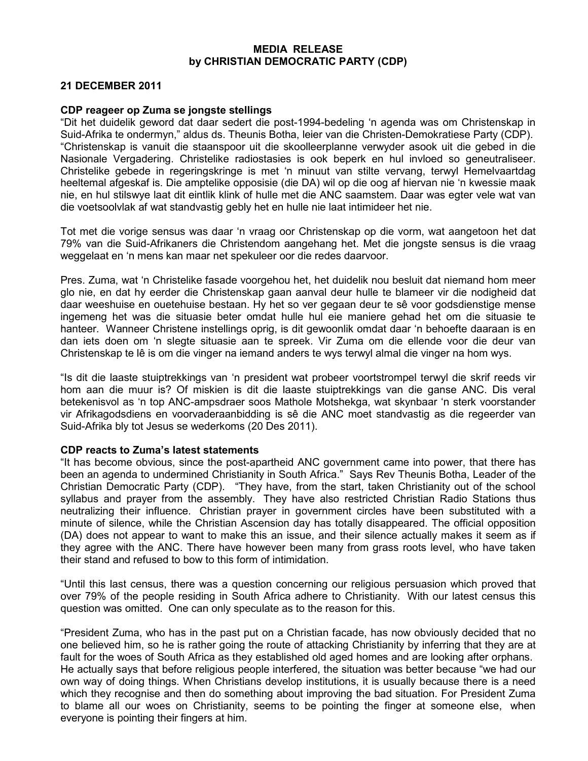**MEDIA RELEASE**
**by CHRISTIAN DEMOCRATIC PARTY (CDP)**

**21 DECEMBER 2011**

**CDP reageer op Zuma se jongste stellings**

"Dit het duidelik geword dat daar sedert die post-1994-bedeling 'n agenda was om Christenskap in Suid-Afrika te ondermyn," aldus ds. Theunis Botha, leier van die Christen-Demokratiese Party (CDP). "Christenskap is vanuit die staanspoor uit die skoolleerplanne verwyder asook uit die gebed in die Nasionale Vergadering. Christelike radiostasies is ook beperk en hul invloed so geneutraliseer. Christelike gebede in regeringskringe is met 'n minuut van stilte vervang, terwyl Hemelvaartdag heeltemal afgeskaf is. Die amptelike opposisie (die DA) wil op die oog af hiervan nie 'n kwessie maak nie, en hul stilswye laat dit eintlik klink of hulle met die ANC saamstem. Daar was egter vele wat van die voetsoolvlak af wat standvastig gebly het en hulle nie laat intimideer het nie.

Tot met die vorige sensus was daar 'n vraag oor Christenskap op die vorm, wat aangetoon het dat 79% van die Suid-Afrikaners die Christendom aangehang het. Met die jongste sensus is die vraag weggelaat en 'n mens kan maar net spekuleer oor die redes daarvoor.

Pres. Zuma, wat 'n Christelike fasade voorgehou het, het duidelik nou besluit dat niemand hom meer glo nie, en dat hy eerder die Christenskap gaan aanval deur hulle te blameer vir die nodigheid dat daar weeshuise en ouetehuise bestaan. Hy het so ver gegaan deur te sê voor godsdienstige mense ingemeng het was die situasie beter omdat hulle hul eie maniere gehad het om die situasie te hanteer. Wanneer Christene instellings oprig, is dit gewoonlik omdat daar 'n behoefte daaraan is en dan iets doen om 'n slegte situasie aan te spreek. Vir Zuma om die ellende voor die deur van Christenskap te lê is om die vinger na iemand anders te wys terwyl almal die vinger na hom wys.

"Is dit die laaste stuiptrekkings van 'n president wat probeer voortstrompel terwyl die skrif reeds vir hom aan die muur is? Of miskien is dit die laaste stuiptrekkings van die ganse ANC. Dis veral betekenisvol as 'n top ANC-ampsdraer soos Mathole Motshekga, wat skynbaar 'n sterk voorstander vir Afrikagodsdiens en voorvaderaanbidding is sê die ANC moet standvastig as die regeerder van Suid-Afrika bly tot Jesus se wederkoms (20 Des 2011).

**CDP reacts to Zuma's latest statements**

"It has become obvious, since the post-apartheid ANC government came into power, that there has been an agenda to undermined Christianity in South Africa." Says Rev Theunis Botha, Leader of the Christian Democratic Party (CDP). "They have, from the start, taken Christianity out of the school syllabus and prayer from the assembly. They have also restricted Christian Radio Stations thus neutralizing their influence. Christian prayer in government circles have been substituted with a minute of silence, while the Christian Ascension day has totally disappeared. The official opposition (DA) does not appear to want to make this an issue, and their silence actually makes it seem as if they agree with the ANC. There have however been many from grass roots level, who have taken their stand and refused to bow to this form of intimidation.

"Until this last census, there was a question concerning our religious persuasion which proved that over 79% of the people residing in South Africa adhere to Christianity. With our latest census this question was omitted. One can only speculate as to the reason for this.

"President Zuma, who has in the past put on a Christian facade, has now obviously decided that no one believed him, so he is rather going the route of attacking Christianity by inferring that they are at fault for the woes of South Africa as they established old aged homes and are looking after orphans. He actually says that before religious people interfered, the situation was better because "we had our own way of doing things. When Christians develop institutions, it is usually because there is a need which they recognise and then do something about improving the bad situation. For President Zuma to blame all our woes on Christianity, seems to be pointing the finger at someone else, when everyone is pointing their fingers at him.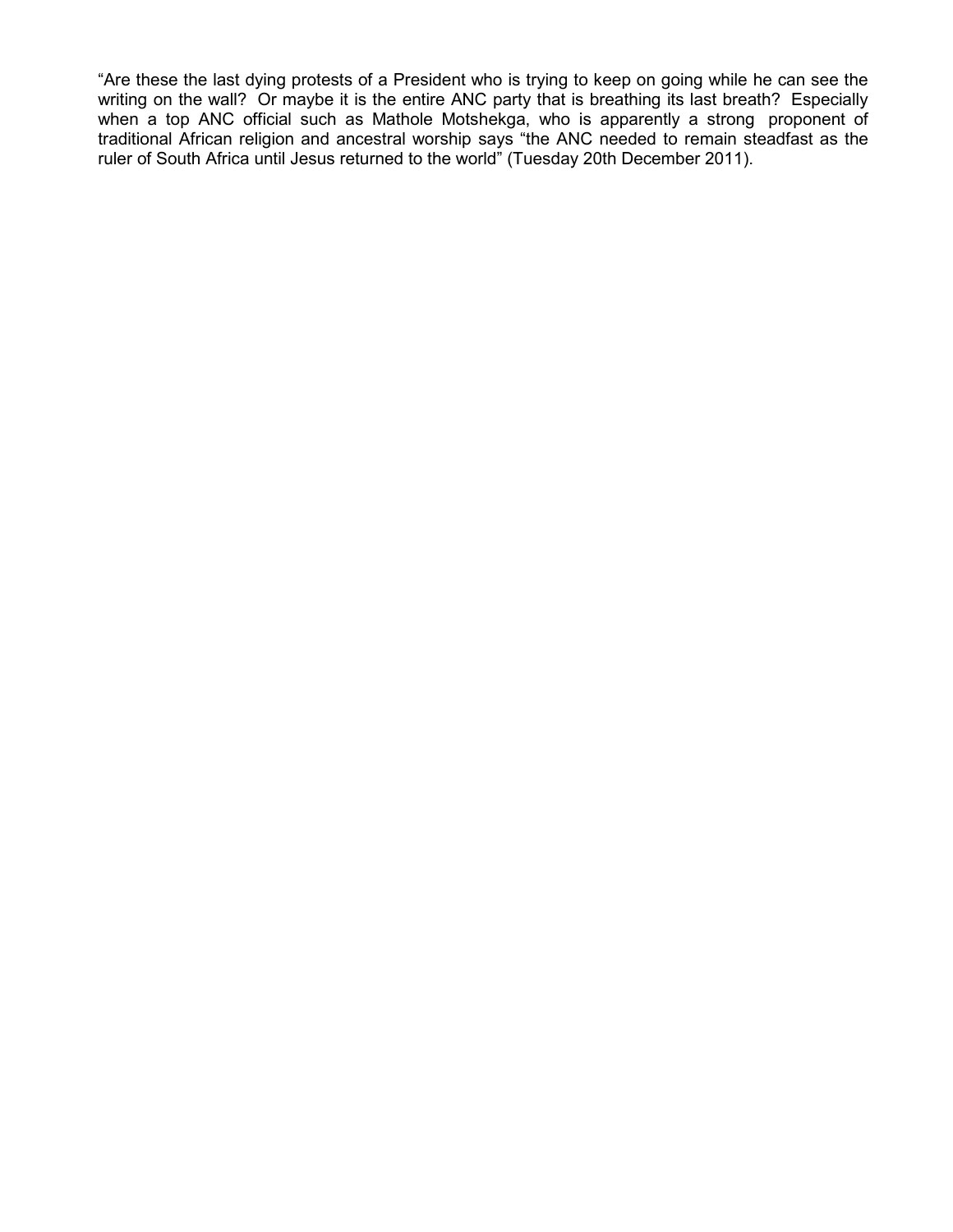“Are these the last dying protests of a President who is trying to keep on going while he can see the writing on the wall? Or maybe it is the entire ANC party that is breathing its last breath? Especially when a top ANC official such as Mathole Motshekga, who is apparently a strong proponent of traditional African religion and ancestral worship says “the ANC needed to remain steadfast as the ruler of South Africa until Jesus returned to the world” (Tuesday 20th December 2011).